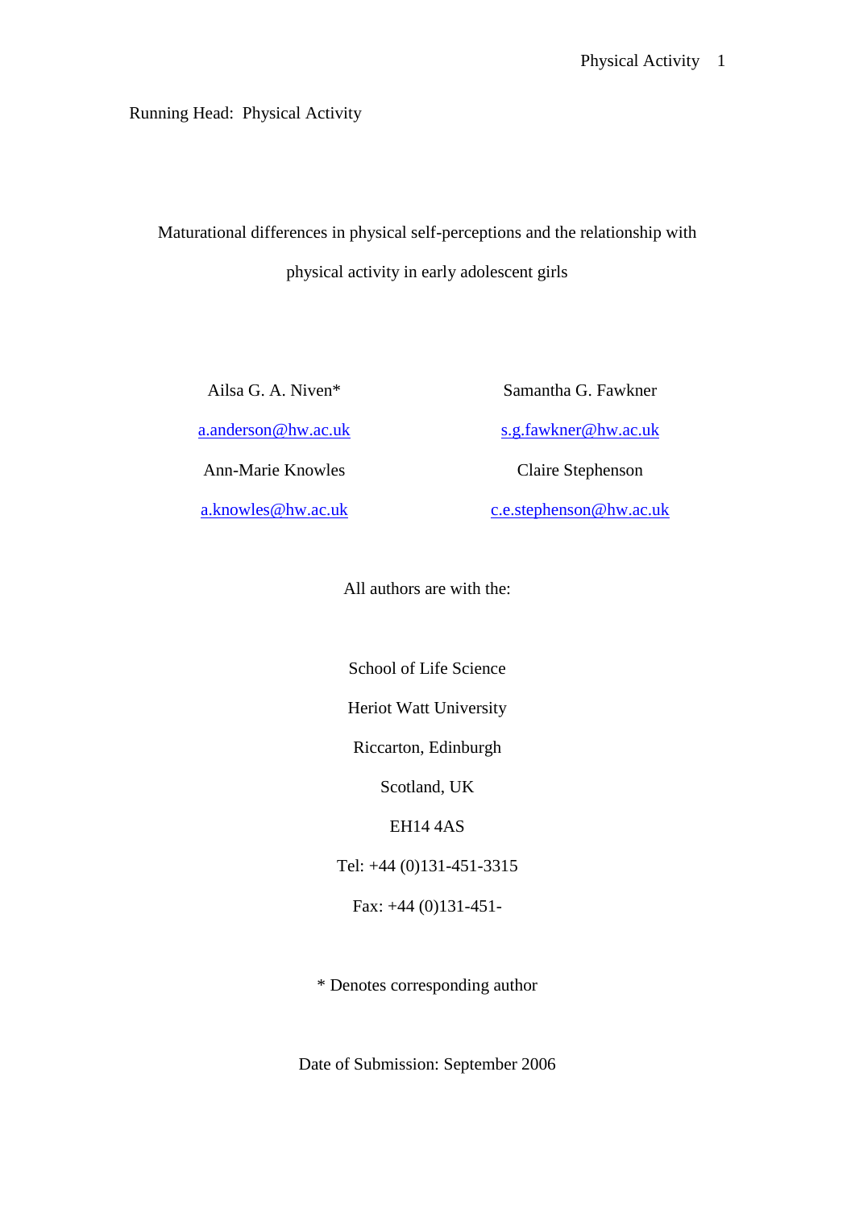Running Head: Physical Activity

# Maturational differences in physical self-perceptions and the relationship with physical activity in early adolescent girls

Ailsa G. A. Niven*

a.anderson@hw.ac.uk

Samantha G. Fawkner

s.g.fawkner@hw.ac.uk

Ann-Marie Knowles

a.knowles@hw.ac.uk

Claire Stephenson

c.e.stephenson@hw.ac.uk

All authors are with the:

School of Life Science

Heriot Watt University

Riccarton, Edinburgh

Scotland, UK

EH14 4AS

Tel: +44 (0)131-451-3315

Fax: +44 (0)131-451-

* Denotes corresponding author

Date of Submission: September 2006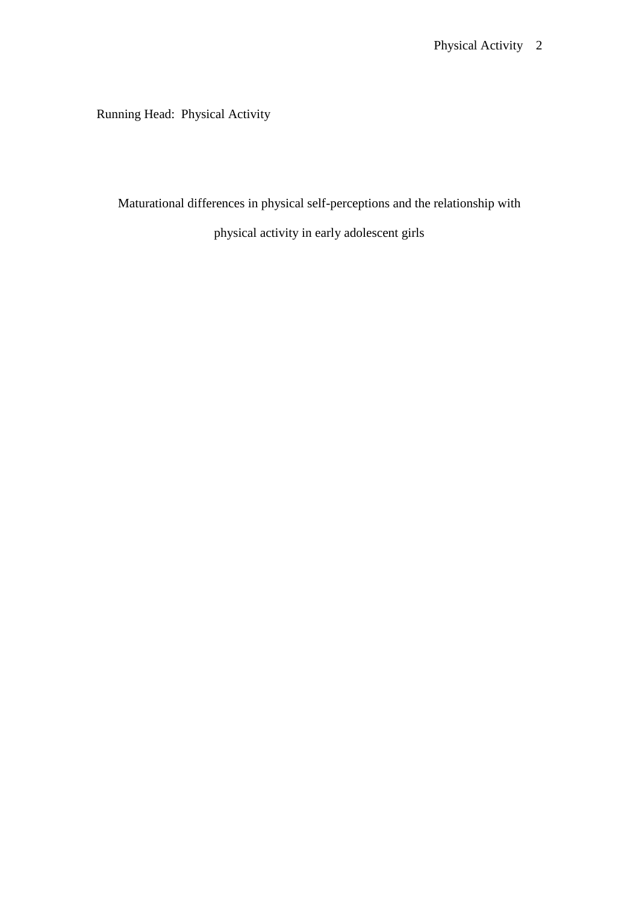Running Head: Physical Activity

# Maturational differences in physical self-perceptions and the relationship with physical activity in early adolescent girls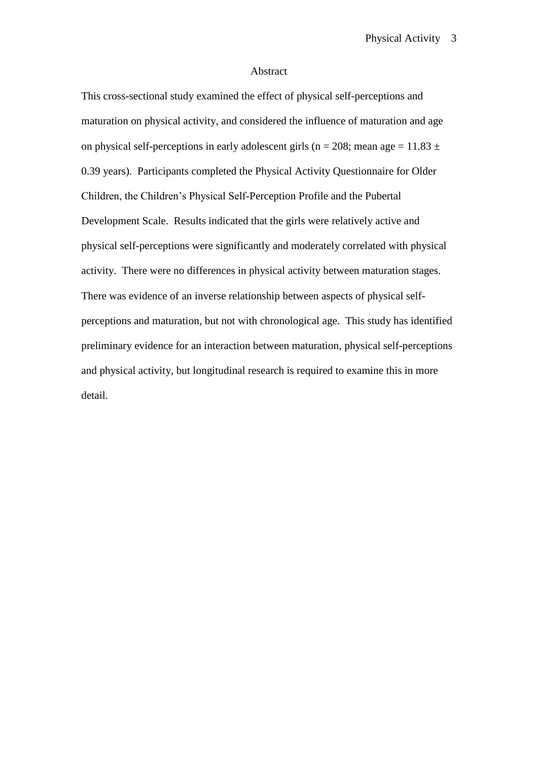## Abstract

This cross-sectional study examined the effect of physical self-perceptions and maturation on physical activity, and considered the influence of maturation and age on physical self-perceptions in early adolescent girls ($n = 208$; mean age $= 11.83 \pm 0.39$ years). Participants completed the Physical Activity Questionnaire for Older Children, the Children's Physical Self-Perception Profile and the Pubertal Development Scale. Results indicated that the girls were relatively active and physical self-perceptions were significantly and moderately correlated with physical activity. There were no differences in physical activity between maturation stages. There was evidence of an inverse relationship between aspects of physical self-perceptions and maturation, but not with chronological age. This study has identified preliminary evidence for an interaction between maturation, physical self-perceptions and physical activity, but longitudinal research is required to examine this in more detail.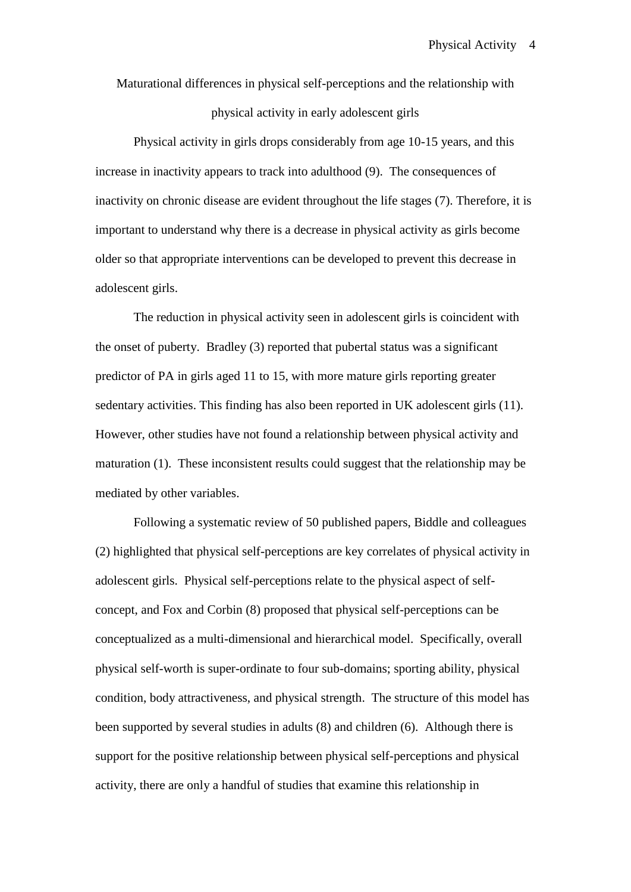# Maturational differences in physical self-perceptions and the relationship with physical activity in early adolescent girls

Physical activity in girls drops considerably from age 10-15 years, and this increase in inactivity appears to track into adulthood (9). The consequences of inactivity on chronic disease are evident throughout the life stages (7). Therefore, it is important to understand why there is a decrease in physical activity as girls become older so that appropriate interventions can be developed to prevent this decrease in adolescent girls.

The reduction in physical activity seen in adolescent girls is coincident with the onset of puberty. Bradley (3) reported that pubertal status was a significant predictor of PA in girls aged 11 to 15, with more mature girls reporting greater sedentary activities. This finding has also been reported in UK adolescent girls (11). However, other studies have not found a relationship between physical activity and maturation (1). These inconsistent results could suggest that the relationship may be mediated by other variables.

Following a systematic review of 50 published papers, Biddle and colleagues (2) highlighted that physical self-perceptions are key correlates of physical activity in adolescent girls. Physical self-perceptions relate to the physical aspect of self-concept, and Fox and Corbin (8) proposed that physical self-perceptions can be conceptualized as a multi-dimensional and hierarchical model. Specifically, overall physical self-worth is super-ordinate to four sub-domains; sporting ability, physical condition, body attractiveness, and physical strength. The structure of this model has been supported by several studies in adults (8) and children (6). Although there is support for the positive relationship between physical self-perceptions and physical activity, there are only a handful of studies that examine this relationship in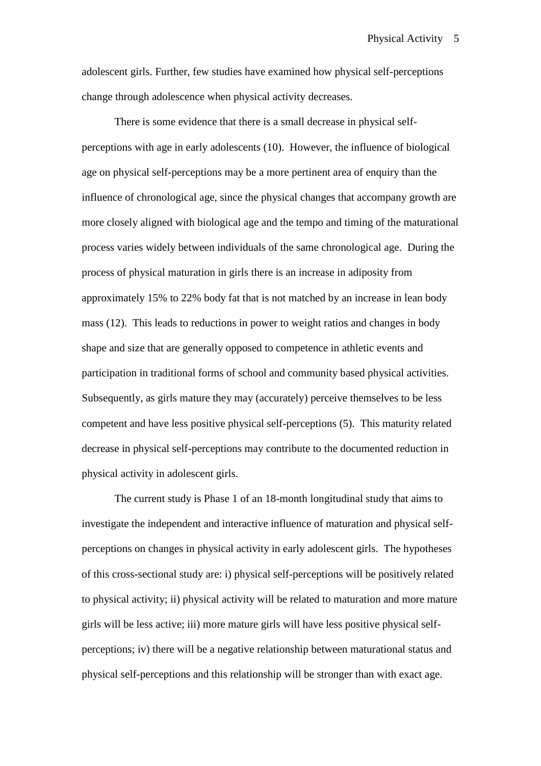adolescent girls. Further, few studies have examined how physical self-perceptions change through adolescence when physical activity decreases.

There is some evidence that there is a small decrease in physical self-perceptions with age in early adolescents (10). However, the influence of biological age on physical self-perceptions may be a more pertinent area of enquiry than the influence of chronological age, since the physical changes that accompany growth are more closely aligned with biological age and the tempo and timing of the maturational process varies widely between individuals of the same chronological age. During the process of physical maturation in girls there is an increase in adiposity from approximately 15% to 22% body fat that is not matched by an increase in lean body mass (12). This leads to reductions in power to weight ratios and changes in body shape and size that are generally opposed to competence in athletic events and participation in traditional forms of school and community based physical activities. Subsequently, as girls mature they may (accurately) perceive themselves to be less competent and have less positive physical self-perceptions (5). This maturity related decrease in physical self-perceptions may contribute to the documented reduction in physical activity in adolescent girls.

The current study is Phase 1 of an 18-month longitudinal study that aims to investigate the independent and interactive influence of maturation and physical self-perceptions on changes in physical activity in early adolescent girls. The hypotheses of this cross-sectional study are: i) physical self-perceptions will be positively related to physical activity; ii) physical activity will be related to maturation and more mature girls will be less active; iii) more mature girls will have less positive physical self-perceptions; iv) there will be a negative relationship between maturational status and physical self-perceptions and this relationship will be stronger than with exact age.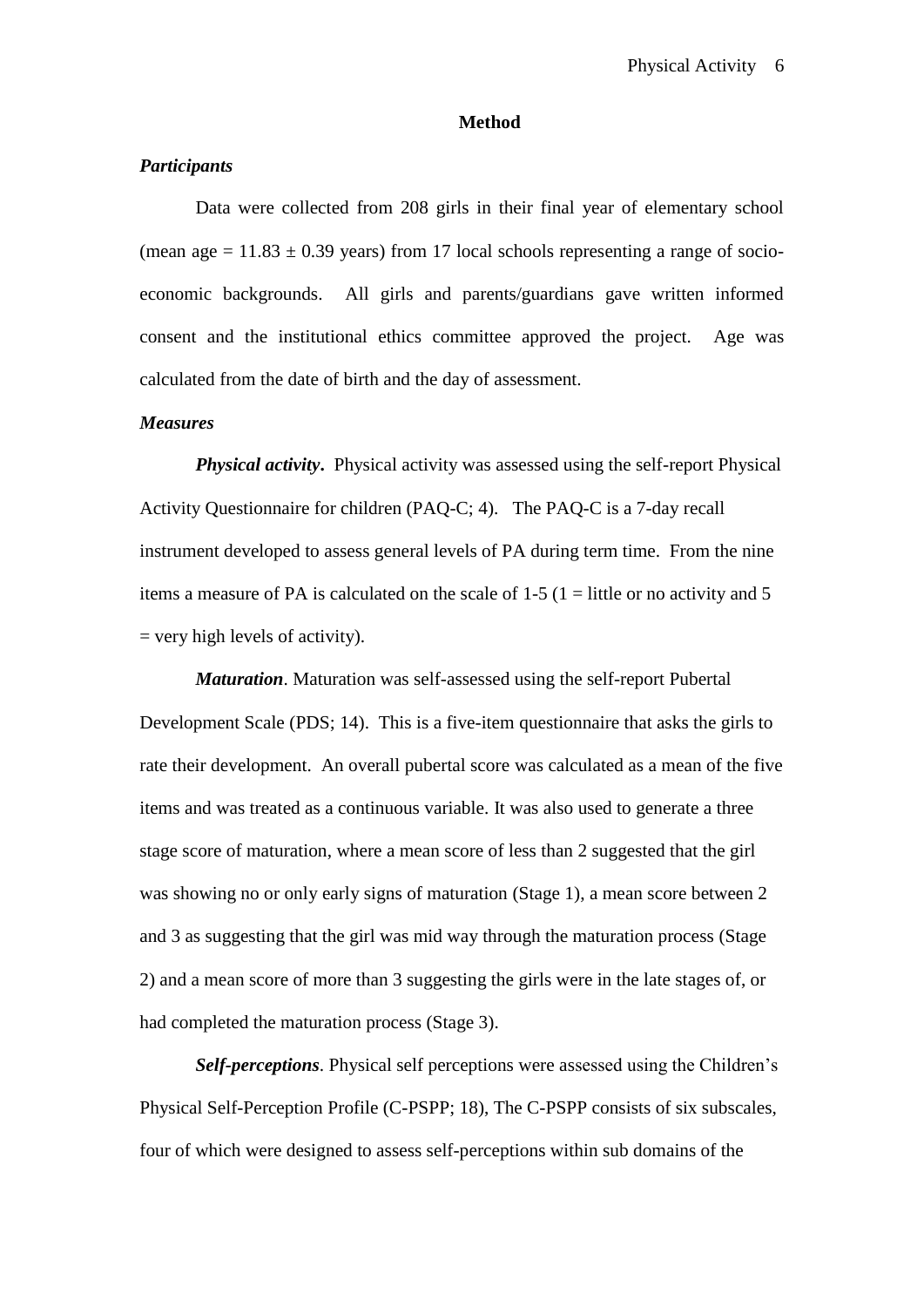## Method

### *Participants*

Data were collected from 208 girls in their final year of elementary school (mean age = 11.83 ± 0.39 years) from 17 local schools representing a range of socio-economic backgrounds. All girls and parents/guardians gave written informed consent and the institutional ethics committee approved the project. Age was calculated from the date of birth and the day of assessment.

### *Measures*

***Physical activity***. Physical activity was assessed using the self-report Physical Activity Questionnaire for children (PAQ-C; 4). The PAQ-C is a 7-day recall instrument developed to assess general levels of PA during term time. From the nine items a measure of PA is calculated on the scale of 1-5 (1 = little or no activity and 5 = very high levels of activity).

***Maturation***. Maturation was self-assessed using the self-report Pubertal Development Scale (PDS; 14). This is a five-item questionnaire that asks the girls to rate their development. An overall pubertal score was calculated as a mean of the five items and was treated as a continuous variable. It was also used to generate a three stage score of maturation, where a mean score of less than 2 suggested that the girl was showing no or only early signs of maturation (Stage 1), a mean score between 2 and 3 as suggesting that the girl was mid way through the maturation process (Stage 2) and a mean score of more than 3 suggesting the girls were in the late stages of, or had completed the maturation process (Stage 3).

***Self-perceptions***. Physical self perceptions were assessed using the Children's Physical Self-Perception Profile (C-PSPP; 18), The C-PSPP consists of six subscales, four of which were designed to assess self-perceptions within sub domains of the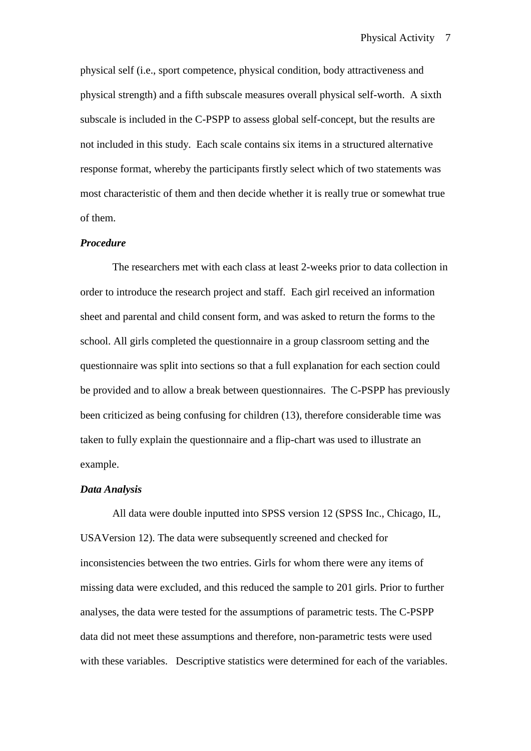physical self (i.e., sport competence, physical condition, body attractiveness and physical strength) and a fifth subscale measures overall physical self-worth. A sixth subscale is included in the C-PSPP to assess global self-concept, but the results are not included in this study. Each scale contains six items in a structured alternative response format, whereby the participants firstly select which of two statements was most characteristic of them and then decide whether it is really true or somewhat true of them.

### *Procedure*

The researchers met with each class at least 2-weeks prior to data collection in order to introduce the research project and staff. Each girl received an information sheet and parental and child consent form, and was asked to return the forms to the school. All girls completed the questionnaire in a group classroom setting and the questionnaire was split into sections so that a full explanation for each section could be provided and to allow a break between questionnaires. The C-PSPP has previously been criticized as being confusing for children (13), therefore considerable time was taken to fully explain the questionnaire and a flip-chart was used to illustrate an example.

### *Data Analysis*

All data were double inputted into SPSS version 12 (SPSS Inc., Chicago, IL, USAVersion 12). The data were subsequently screened and checked for inconsistencies between the two entries. Girls for whom there were any items of missing data were excluded, and this reduced the sample to 201 girls. Prior to further analyses, the data were tested for the assumptions of parametric tests. The C-PSPP data did not meet these assumptions and therefore, non-parametric tests were used with these variables. Descriptive statistics were determined for each of the variables.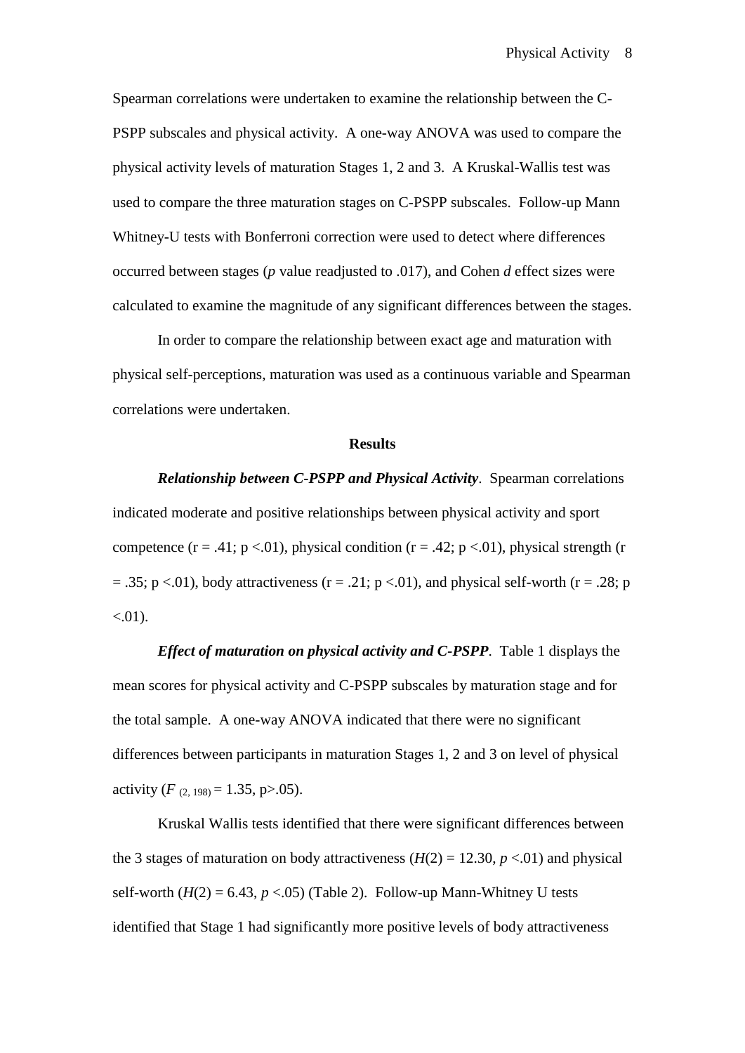Spearman correlations were undertaken to examine the relationship between the C-PSPP subscales and physical activity. A one-way ANOVA was used to compare the physical activity levels of maturation Stages 1, 2 and 3. A Kruskal-Wallis test was used to compare the three maturation stages on C-PSPP subscales. Follow-up Mann Whitney-U tests with Bonferroni correction were used to detect where differences occurred between stages (*p* value readjusted to .017), and Cohen *d* effect sizes were calculated to examine the magnitude of any significant differences between the stages.

In order to compare the relationship between exact age and maturation with physical self-perceptions, maturation was used as a continuous variable and Spearman correlations were undertaken.

## Results

***Relationship between C-PSPP and Physical Activity***. Spearman correlations indicated moderate and positive relationships between physical activity and sport competence ($r = .41$; $p <.01$), physical condition ($r = .42$; $p <.01$), physical strength ($r = .35$; $p <.01$), body attractiveness ($r = .21$; $p <.01$), and physical self-worth ($r = .28$; $p <.01$).

***Effect of maturation on physical activity and C-PSPP***. Table 1 displays the mean scores for physical activity and C-PSPP subscales by maturation stage and for the total sample. A one-way ANOVA indicated that there were no significant differences between participants in maturation Stages 1, 2 and 3 on level of physical activity ($F_{(2, 198)} = 1.35$, $p>.05$).

Kruskal Wallis tests identified that there were significant differences between the 3 stages of maturation on body attractiveness ($H(2) = 12.30$, $p <.01$) and physical self-worth ($H(2) = 6.43$, $p <.05$) (Table 2). Follow-up Mann-Whitney U tests identified that Stage 1 had significantly more positive levels of body attractiveness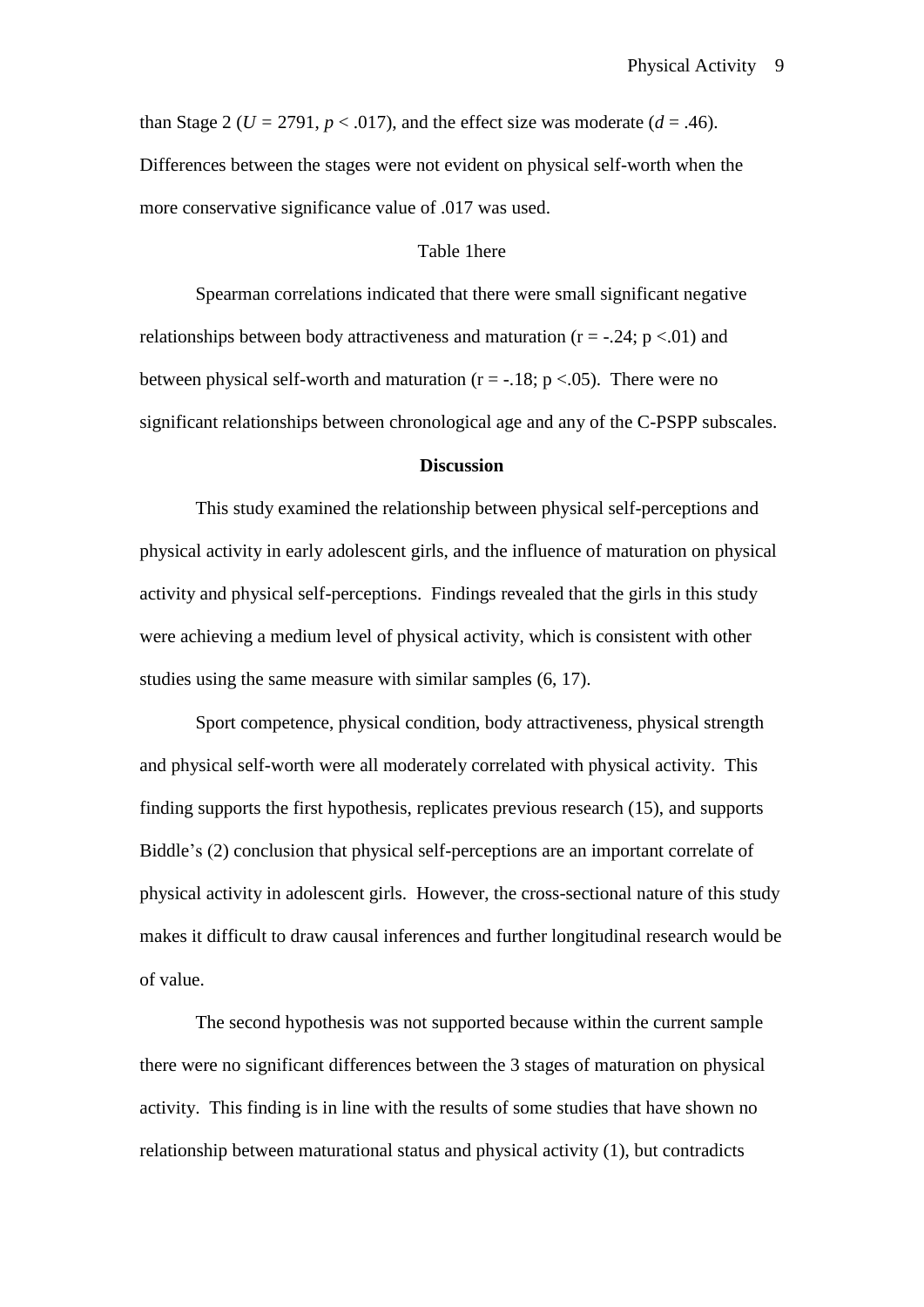than Stage 2 ($U$ = 2791, $p$ < .017), and the effect size was moderate ($d$ = .46). Differences between the stages were not evident on physical self-worth when the more conservative significance value of .017 was used.

Table 1here

Spearman correlations indicated that there were small significant negative relationships between body attractiveness and maturation (r = -.24; p <.01) and between physical self-worth and maturation (r = -.18; p <.05). There were no significant relationships between chronological age and any of the C-PSPP subscales.

## Discussion

This study examined the relationship between physical self-perceptions and physical activity in early adolescent girls, and the influence of maturation on physical activity and physical self-perceptions. Findings revealed that the girls in this study were achieving a medium level of physical activity, which is consistent with other studies using the same measure with similar samples (6, 17).

Sport competence, physical condition, body attractiveness, physical strength and physical self-worth were all moderately correlated with physical activity. This finding supports the first hypothesis, replicates previous research (15), and supports Biddle's (2) conclusion that physical self-perceptions are an important correlate of physical activity in adolescent girls. However, the cross-sectional nature of this study makes it difficult to draw causal inferences and further longitudinal research would be of value.

The second hypothesis was not supported because within the current sample there were no significant differences between the 3 stages of maturation on physical activity. This finding is in line with the results of some studies that have shown no relationship between maturational status and physical activity (1), but contradicts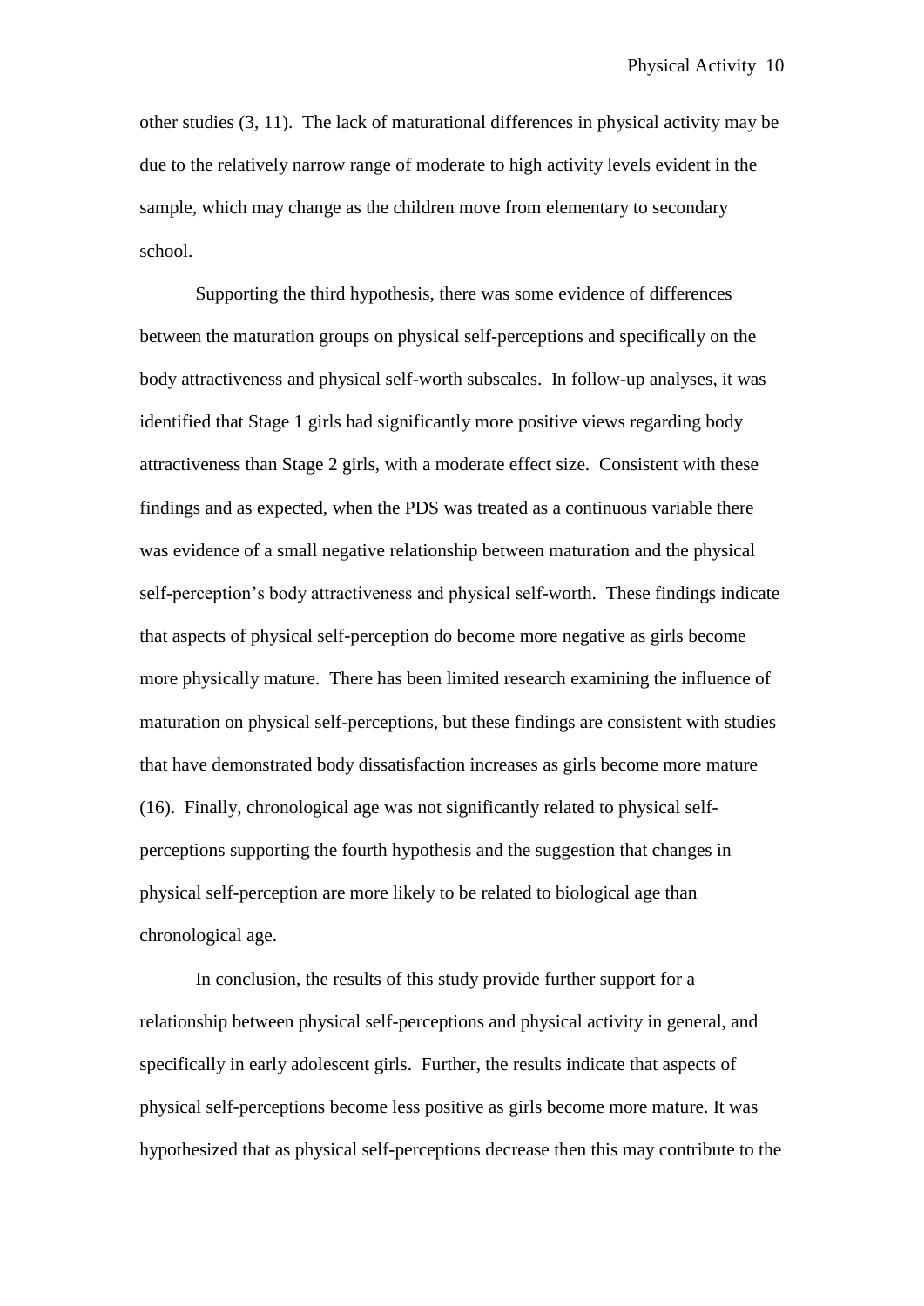other studies (3, 11). The lack of maturational differences in physical activity may be due to the relatively narrow range of moderate to high activity levels evident in the sample, which may change as the children move from elementary to secondary school.

Supporting the third hypothesis, there was some evidence of differences between the maturation groups on physical self-perceptions and specifically on the body attractiveness and physical self-worth subscales. In follow-up analyses, it was identified that Stage 1 girls had significantly more positive views regarding body attractiveness than Stage 2 girls, with a moderate effect size. Consistent with these findings and as expected, when the PDS was treated as a continuous variable there was evidence of a small negative relationship between maturation and the physical self-perception's body attractiveness and physical self-worth. These findings indicate that aspects of physical self-perception do become more negative as girls become more physically mature. There has been limited research examining the influence of maturation on physical self-perceptions, but these findings are consistent with studies that have demonstrated body dissatisfaction increases as girls become more mature (16). Finally, chronological age was not significantly related to physical self-perceptions supporting the fourth hypothesis and the suggestion that changes in physical self-perception are more likely to be related to biological age than chronological age.

In conclusion, the results of this study provide further support for a relationship between physical self-perceptions and physical activity in general, and specifically in early adolescent girls. Further, the results indicate that aspects of physical self-perceptions become less positive as girls become more mature. It was hypothesized that as physical self-perceptions decrease then this may contribute to the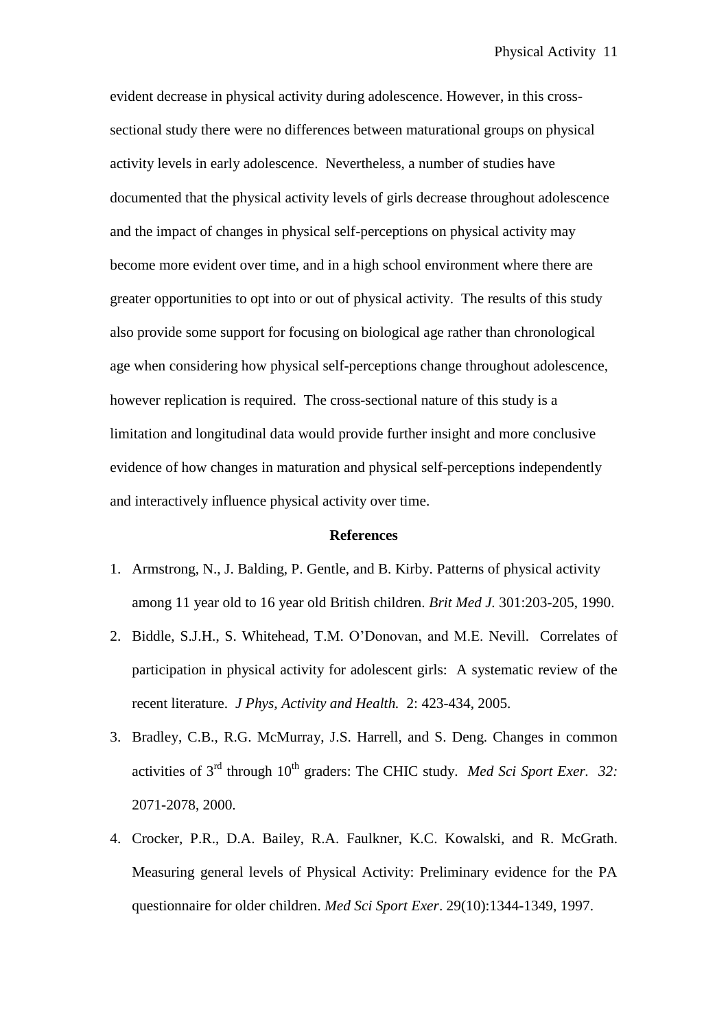evident decrease in physical activity during adolescence. However, in this cross-sectional study there were no differences between maturational groups on physical activity levels in early adolescence. Nevertheless, a number of studies have documented that the physical activity levels of girls decrease throughout adolescence and the impact of changes in physical self-perceptions on physical activity may become more evident over time, and in a high school environment where there are greater opportunities to opt into or out of physical activity. The results of this study also provide some support for focusing on biological age rather than chronological age when considering how physical self-perceptions change throughout adolescence, however replication is required. The cross-sectional nature of this study is a limitation and longitudinal data would provide further insight and more conclusive evidence of how changes in maturation and physical self-perceptions independently and interactively influence physical activity over time.

## References

1. Armstrong, N., J. Balding, P. Gentle, and B. Kirby. Patterns of physical activity among 11 year old to 16 year old British children. *Brit Med J*. 301:203-205, 1990.
2. Biddle, S.J.H., S. Whitehead, T.M. O'Donovan, and M.E. Nevill. Correlates of participation in physical activity for adolescent girls: A systematic review of the recent literature. *J Phys, Activity and Health.* 2: 423-434, 2005.
3. Bradley, C.B., R.G. McMurray, J.S. Harrell, and S. Deng. Changes in common activities of 3rd through 10th graders: The CHIC study. *Med Sci Sport Exer. 32:* 2071-2078, 2000.
4. Crocker, P.R., D.A. Bailey, R.A. Faulkner, K.C. Kowalski, and R. McGrath. Measuring general levels of Physical Activity: Preliminary evidence for the PA questionnaire for older children. *Med Sci Sport Exer*. 29(10):1344-1349, 1997.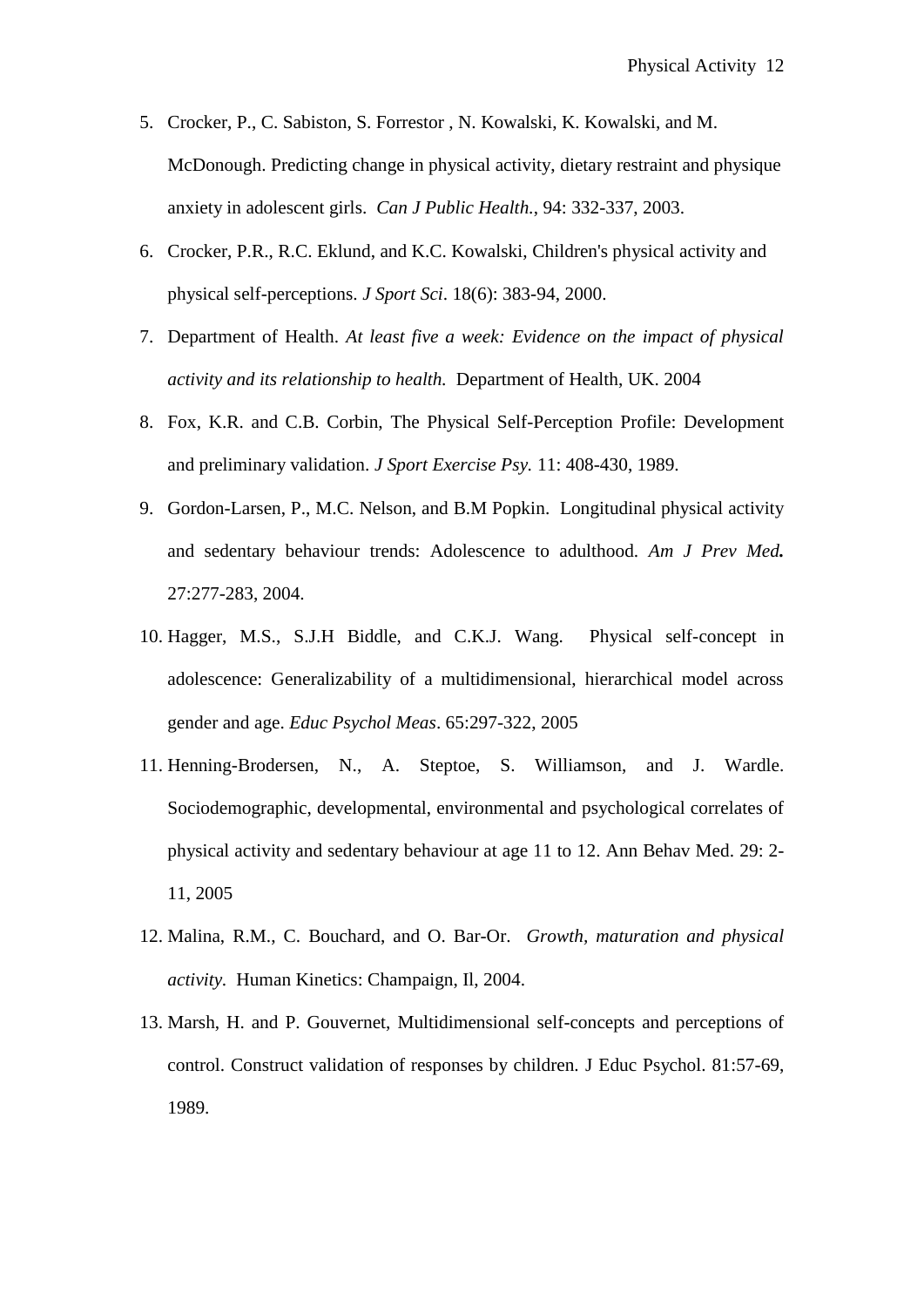5. Crocker, P., C. Sabiston, S. Forrestor , N. Kowalski, K. Kowalski, and M. McDonough. Predicting change in physical activity, dietary restraint and physique anxiety in adolescent girls. *Can J Public Health.*, 94: 332-337, 2003.
6. Crocker, P.R., R.C. Eklund, and K.C. Kowalski, Children's physical activity and physical self-perceptions. *J Sport Sci*. 18(6): 383-94, 2000.
7. Department of Health. *At least five a week: Evidence on the impact of physical activity and its relationship to health.* Department of Health, UK. 2004
8. Fox, K.R. and C.B. Corbin, The Physical Self-Perception Profile: Development and preliminary validation. *J Sport Exercise Psy.* 11: 408-430, 1989.
9. Gordon-Larsen, P., M.C. Nelson, and B.M Popkin. Longitudinal physical activity and sedentary behaviour trends: Adolescence to adulthood. *Am J Prev Med.* 27:277-283, 2004.
10. Hagger, M.S., S.J.H Biddle, and C.K.J. Wang. Physical self-concept in adolescence: Generalizability of a multidimensional, hierarchical model across gender and age. *Educ Psychol Meas*. 65:297-322, 2005
11. Henning-Brodersen, N., A. Steptoe, S. Williamson, and J. Wardle. Sociodemographic, developmental, environmental and psychological correlates of physical activity and sedentary behaviour at age 11 to 12. Ann Behav Med. 29: 2-11, 2005
12. Malina, R.M., C. Bouchard, and O. Bar-Or. *Growth, maturation and physical activity.* Human Kinetics: Champaign, Il, 2004.
13. Marsh, H. and P. Gouvernet, Multidimensional self-concepts and perceptions of control. Construct validation of responses by children. J Educ Psychol. 81:57-69, 1989.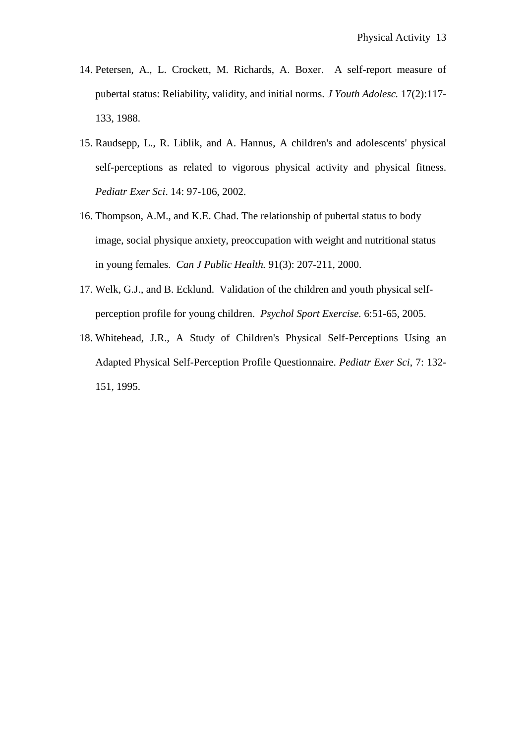14. Petersen, A., L. Crockett, M. Richards, A. Boxer. A self-report measure of pubertal status: Reliability, validity, and initial norms. *J Youth Adolesc.* 17(2):117-133, 1988.
15. Raudsepp, L., R. Liblik, and A. Hannus, A children's and adolescents' physical self-perceptions as related to vigorous physical activity and physical fitness. *Pediatr Exer Sci*. 14: 97-106, 2002.
16. Thompson, A.M., and K.E. Chad. The relationship of pubertal status to body image, social physique anxiety, preoccupation with weight and nutritional status in young females. *Can J Public Health.* 91(3): 207-211, 2000.
17. Welk, G.J., and B. Ecklund. Validation of the children and youth physical self-perception profile for young children. *Psychol Sport Exercise.* 6:51-65, 2005.
18. Whitehead, J.R., A Study of Children's Physical Self-Perceptions Using an Adapted Physical Self-Perception Profile Questionnaire. *Pediatr Exer Sci*, 7: 132-151, 1995.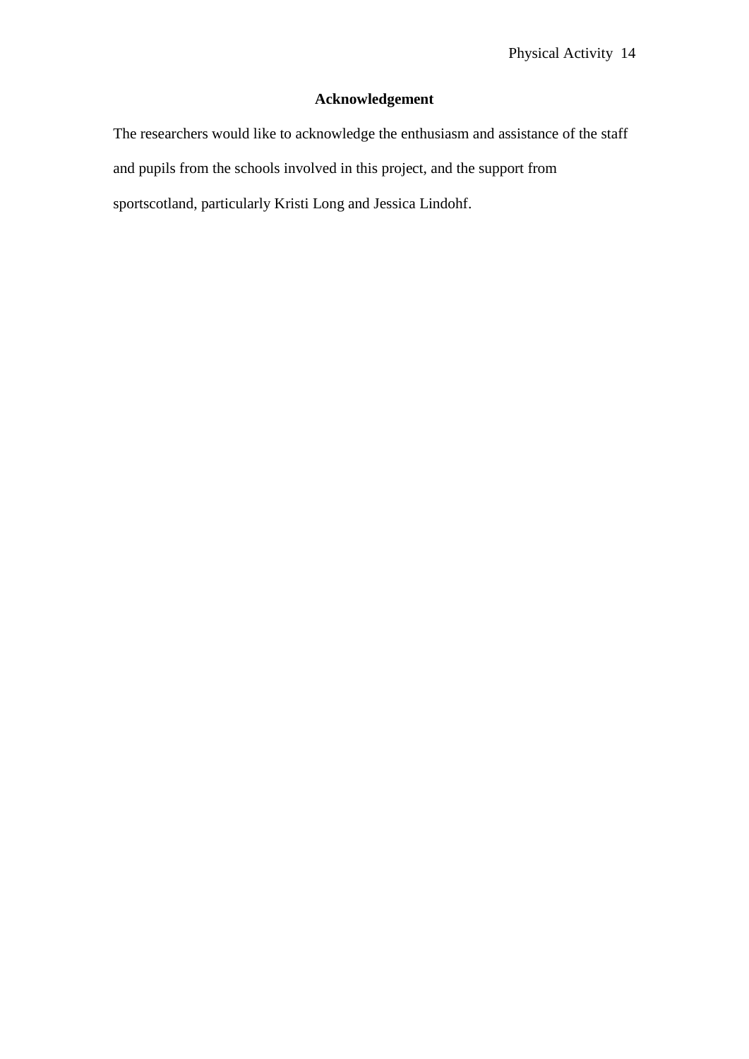## Acknowledgement

The researchers would like to acknowledge the enthusiasm and assistance of the staff and pupils from the schools involved in this project, and the support from sportscotland, particularly Kristi Long and Jessica Lindohf.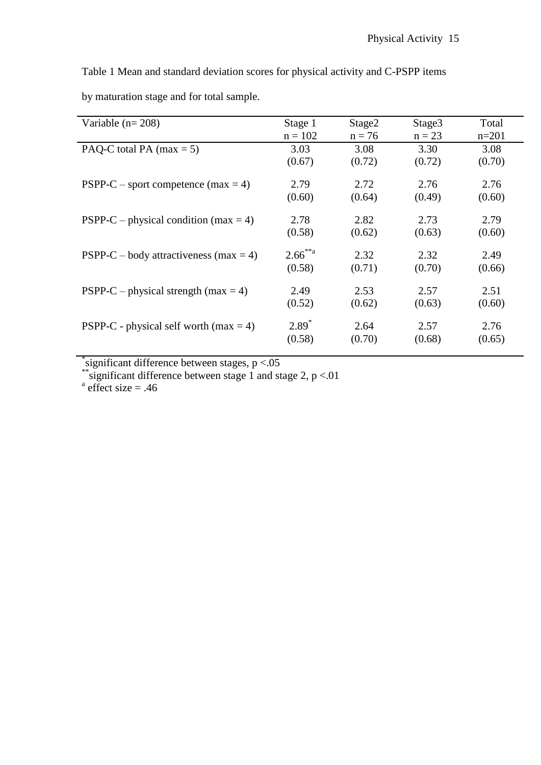Table 1 Mean and standard deviation scores for physical activity and C-PSPP items by maturation stage and for total sample.

| Variable (n= 208) | Stage 1 n = 102 | Stage2 n = 76 | Stage3 n = 23 | Total n=201 |
|---|---|---|---|---|
| PAQ-C total PA (max = 5) | 3.03 (0.67) | 3.08 (0.72) | 3.30 (0.72) | 3.08 (0.70) |
| PSPP-C – sport competence (max = 4) | 2.79 (0.60) | 2.72 (0.64) | 2.76 (0.49) | 2.76 (0.60) |
| PSPP-C – physical condition (max = 4) | 2.78 (0.58) | 2.82 (0.62) | 2.73 (0.63) | 2.79 (0.60) |
| PSPP-C – body attractiveness (max = 4) | 2.66[**a] (0.58) | 2.32 (0.71) | 2.32 (0.70) | 2.49 (0.66) |
| PSPP-C – physical strength (max = 4) | 2.49 (0.52) | 2.53 (0.62) | 2.57 (0.63) | 2.51 (0.60) |
| PSPP-C - physical self worth (max = 4) | 2.89[*] (0.58) | 2.64 (0.70) | 2.57 (0.68) | 2.76 (0.65) |

[*]significant difference between stages, $p < .05$
[**]significant difference between stage 1 and stage 2, $p < .01$
[a] effect size = .46